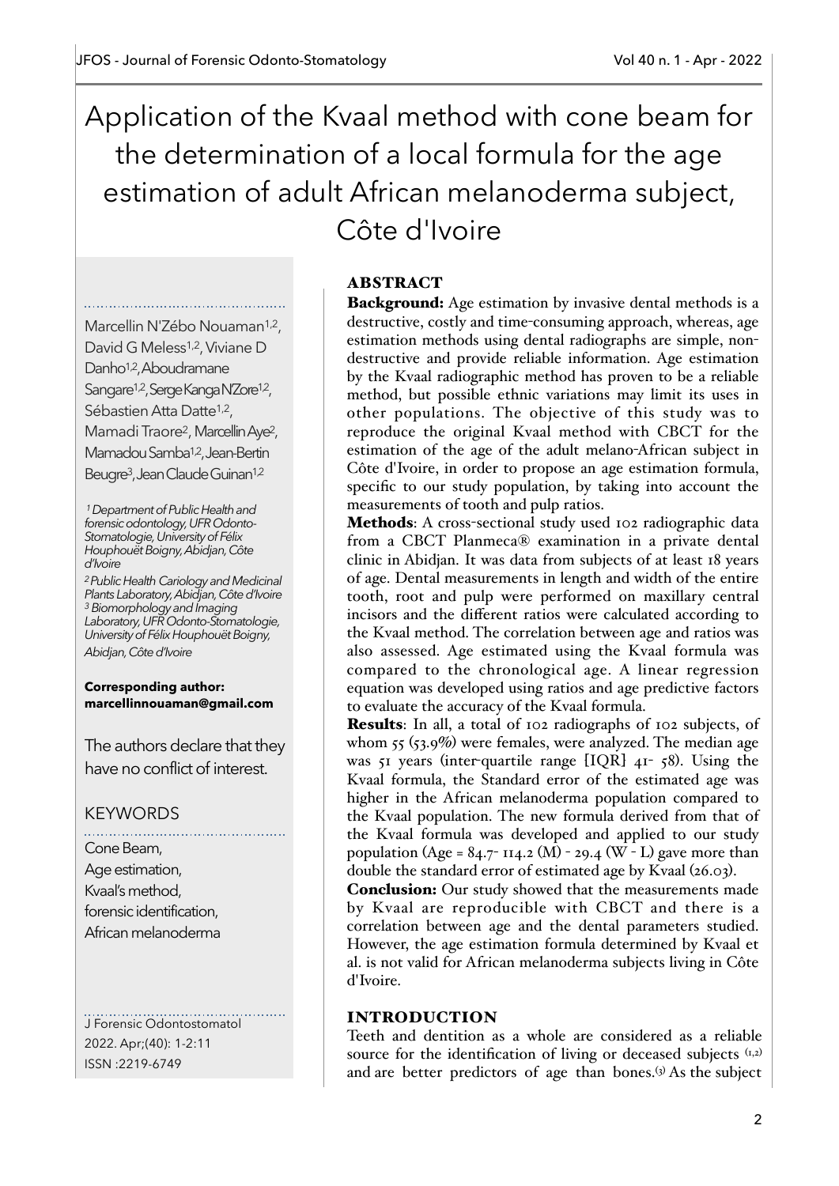# Application of the Kvaal method with cone beam for the determination of a local formula for the age estimation of adult African melanoderma subject, Côte d'Ivoire

Marcellin N'Zébo Nouaman[1,2], David G Meless[1,2], Viviane D Danho[1,2], Aboudramane Sangare[1,2], Serge Kanga N'Zore[1,2], Sébastien Atta Datte[1,2], Mamadi Traore[2], Marcellin Aye[2], Mamadou Samba[1,2], Jean-Bertin Beugre[3], Jean Claude Guinan[1,2]

*[1] Department of Public Health and forensic odontology, UFR Odonto-Stomatologie, University of Félix Houphouët Boigny, Abidjan, Côte d'Ivoire*

*[2] Public Health Cariology and Medicinal Plants Laboratory, Abidjan, Côte d'Ivoire*

*[3] Biomorphology and Imaging Laboratory, UFR Odonto-Stomatologie, University of Félix Houphouët Boigny, Abidjan, Côte d'Ivoire*

**Corresponding author: marcellinnouaman@gmail.com**

The authors declare that they have no conflict of interest.

## KEYWORDS

Cone Beam,
Age estimation,
Kvaal's method,
forensic identification,
African melanoderma

J Forensic Odontostomatol 2022. Apr;(40): 1-2:11
ISSN :2219-6749

## ABSTRACT

**Background:** Age estimation by invasive dental methods is a destructive, costly and time-consuming approach, whereas, age estimation methods using dental radiographs are simple, non-destructive and provide reliable information. Age estimation by the Kvaal radiographic method has proven to be a reliable method, but possible ethnic variations may limit its uses in other populations. The objective of this study was to reproduce the original Kvaal method with CBCT for the estimation of the age of the adult melano-African subject in Côte d'Ivoire, in order to propose an age estimation formula, specific to our study population, by taking into account the measurements of tooth and pulp ratios.

**Methods**: A cross-sectional study used 102 radiographic data from a CBCT Planmeca® examination in a private dental clinic in Abidjan. It was data from subjects of at least 18 years of age. Dental measurements in length and width of the entire tooth, root and pulp were performed on maxillary central incisors and the different ratios were calculated according to the Kvaal method. The correlation between age and ratios was also assessed. Age estimated using the Kvaal formula was compared to the chronological age. A linear regression equation was developed using ratios and age predictive factors to evaluate the accuracy of the Kvaal formula.

**Results**: In all, a total of 102 radiographs of 102 subjects, of whom 55 (53.9%) were females, were analyzed. The median age was 51 years (inter-quartile range [IQR] 41- 58). Using the Kvaal formula, the Standard error of the estimated age was higher in the African melanoderma population compared to the Kvaal population. The new formula derived from that of the Kvaal formula was developed and applied to our study population (Age = 84.7- 114.2 (M) - 29.4 (W - L) gave more than double the standard error of estimated age by Kvaal (26.03).

**Conclusion:** Our study showed that the measurements made by Kvaal are reproducible with CBCT and there is a correlation between age and the dental parameters studied. However, the age estimation formula determined by Kvaal et al. is not valid for African melanoderma subjects living in Côte d'Ivoire.

## INTRODUCTION

Teeth and dentition as a whole are considered as a reliable source for the identification of living or deceased subjects [1,2] and are better predictors of age than bones.[3] As the subject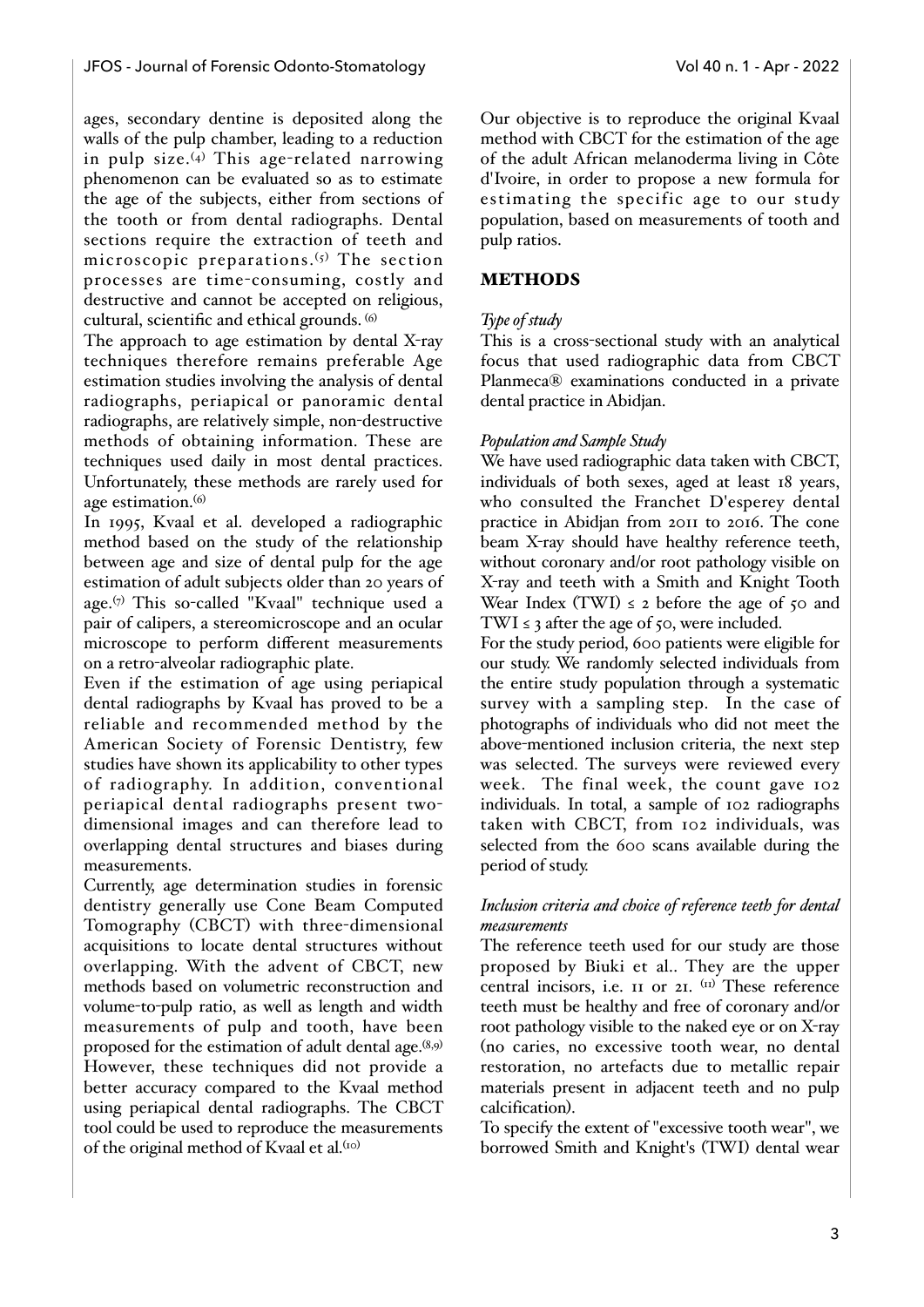ages, secondary dentine is deposited along the walls of the pulp chamber, leading to a reduction in pulp size.[4] This age-related narrowing phenomenon can be evaluated so as to estimate the age of the subjects, either from sections of the tooth or from dental radiographs. Dental sections require the extraction of teeth and microscopic preparations.[5] The section processes are time-consuming, costly and destructive and cannot be accepted on religious, cultural, scientific and ethical grounds. [6]

The approach to age estimation by dental X-ray techniques therefore remains preferable Age estimation studies involving the analysis of dental radiographs, periapical or panoramic dental radiographs, are relatively simple, non-destructive methods of obtaining information. These are techniques used daily in most dental practices. Unfortunately, these methods are rarely used for age estimation.[6]

In 1995, Kvaal et al. developed a radiographic method based on the study of the relationship between age and size of dental pulp for the age estimation of adult subjects older than 20 years of age.[7] This so-called "Kvaal" technique used a pair of calipers, a stereomicroscope and an ocular microscope to perform different measurements on a retro-alveolar radiographic plate.

Even if the estimation of age using periapical dental radiographs by Kvaal has proved to be a reliable and recommended method by the American Society of Forensic Dentistry, few studies have shown its applicability to other types of radiography. In addition, conventional periapical dental radiographs present two-dimensional images and can therefore lead to overlapping dental structures and biases during measurements.

Currently, age determination studies in forensic dentistry generally use Cone Beam Computed Tomography (CBCT) with three-dimensional acquisitions to locate dental structures without overlapping. With the advent of CBCT, new methods based on volumetric reconstruction and volume-to-pulp ratio, as well as length and width measurements of pulp and tooth, have been proposed for the estimation of adult dental age.[8,9] However, these techniques did not provide a better accuracy compared to the Kvaal method using periapical dental radiographs. The CBCT tool could be used to reproduce the measurements of the original method of Kvaal et al.[10]

Our objective is to reproduce the original Kvaal method with CBCT for the estimation of the age of the adult African melanoderma living in Côte d'Ivoire, in order to propose a new formula for estimating the specific age to our study population, based on measurements of tooth and pulp ratios.

## METHODS

### *Type of study*

This is a cross-sectional study with an analytical focus that used radiographic data from CBCT Planmeca® examinations conducted in a private dental practice in Abidjan.

### *Population and Sample Study*

We have used radiographic data taken with CBCT, individuals of both sexes, aged at least 18 years, who consulted the Franchet D'esperey dental practice in Abidjan from 2011 to 2016. The cone beam X-ray should have healthy reference teeth, without coronary and/or root pathology visible on X-ray and teeth with a Smith and Knight Tooth Wear Index (TWI) ≤ 2 before the age of 50 and TWI ≤ 3 after the age of 50, were included.

For the study period, 600 patients were eligible for our study. We randomly selected individuals from the entire study population through a systematic survey with a sampling step. In the case of photographs of individuals who did not meet the above-mentioned inclusion criteria, the next step was selected. The surveys were reviewed every week. The final week, the count gave 102 individuals. In total, a sample of 102 radiographs taken with CBCT, from 102 individuals, was selected from the 600 scans available during the period of study.

### *Inclusion criteria and choice of reference teeth for dental measurements*

The reference teeth used for our study are those proposed by Biuki et al.. They are the upper central incisors, i.e. 11 or 21. [11] These reference teeth must be healthy and free of coronary and/or root pathology visible to the naked eye or on X-ray (no caries, no excessive tooth wear, no dental restoration, no artefacts due to metallic repair materials present in adjacent teeth and no pulp calcification).

To specify the extent of "excessive tooth wear", we borrowed Smith and Knight's (TWI) dental wear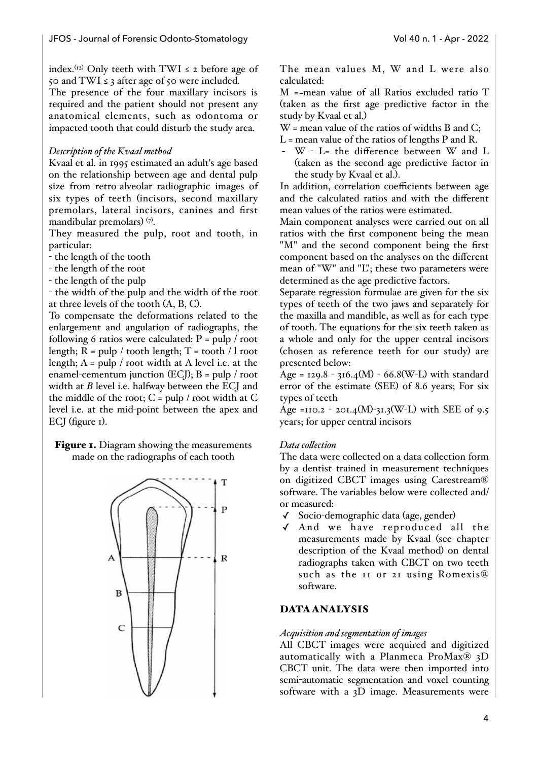index.[12] Only teeth with TWI ≤ 2 before age of 50 and TWI ≤ 3 after age of 50 were included.

The presence of the four maxillary incisors is required and the patient should not present any anatomical elements, such as odontoma or impacted tooth that could disturb the study area.

*Description of the Kvaal method*

Kvaal et al. in 1995 estimated an adult's age based on the relationship between age and dental pulp size from retro-alveolar radiographic images of six types of teeth (incisors, second maxillary premolars, lateral incisors, canines and first mandibular premolars) [7].

They measured the pulp, root and tooth, in particular:

- the length of the tooth
- the length of the root
- the length of the pulp
- the width of the pulp and the width of the root at three levels of the tooth (A, B, C).

To compensate the deformations related to the enlargement and angulation of radiographs, the following 6 ratios were calculated: P = pulp / root length; R = pulp / tooth length; T = tooth / l root length; A = pulp / root width at A level i.e. at the enamel-cementum junction (ECJ); B = pulp / root width at *B* level i.e. halfway between the ECJ and the middle of the root; C = pulp / root width at C level i.e. at the mid-point between the apex and ECJ (figure 1).

**Figure 1.** Diagram showing the measurements made on the radiographs of each tooth

The mean values M, W and L were also calculated:

M =-mean value of all Ratios excluded ratio T (taken as the first age predictive factor in the study by Kvaal et al.)

W = mean value of the ratios of widths B and C;

L = mean value of the ratios of lengths P and R.

- W - L= the difference between W and L (taken as the second age predictive factor in the study by Kvaal et al.).

In addition, correlation coefficients between age and the calculated ratios and with the different mean values of the ratios were estimated.

Main component analyses were carried out on all ratios with the first component being the mean "M" and the second component being the first component based on the analyses on the different mean of "W" and "L"; these two parameters were determined as the age predictive factors.

Separate regression formulae are given for the six types of teeth of the two jaws and separately for the maxilla and mandible, as well as for each type of tooth. The equations for the six teeth taken as a whole and only for the upper central incisors (chosen as reference teeth for our study) are presented below:

$Age = 129.8 - 316.4(M) - 66.8(W-L)$ with standard error of the estimate (SEE) of 8.6 years; For six types of teeth

$Age = 110.2 - 201.4(M) - 31.3(W-L)$ with SEE of 9.5 years; for upper central incisors

*Data collection*

The data were collected on a data collection form by a dentist trained in measurement techniques on digitized CBCT images using Carestream® software. The variables below were collected and/or measured:

- ✓ Socio-demographic data (age, gender)
- ✓ And we have reproduced all the measurements made by Kvaal (see chapter description of the Kvaal method) on dental radiographs taken with CBCT on two teeth such as the 11 or 21 using Romexis® software.

## DATA ANALYSIS

*Acquisition and segmentation of images*

All CBCT images were acquired and digitized automatically with a Planmeca ProMax® 3D CBCT unit. The data were then imported into semi-automatic segmentation and voxel counting software with a 3D image. Measurements were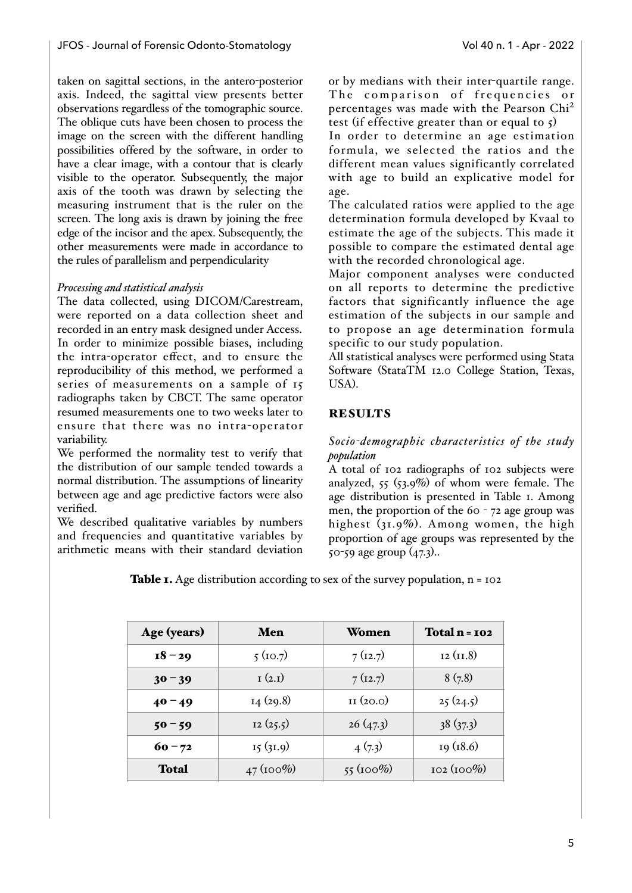taken on sagittal sections, in the antero-posterior axis. Indeed, the sagittal view presents better observations regardless of the tomographic source. The oblique cuts have been chosen to process the image on the screen with the different handling possibilities offered by the software, in order to have a clear image, with a contour that is clearly visible to the operator. Subsequently, the major axis of the tooth was drawn by selecting the measuring instrument that is the ruler on the screen. The long axis is drawn by joining the free edge of the incisor and the apex. Subsequently, the other measurements were made in accordance to the rules of parallelism and perpendicularity

*Processing and statistical analysis*

The data collected, using DICOM/Carestream, were reported on a data collection sheet and recorded in an entry mask designed under Access. In order to minimize possible biases, including the intra-operator effect, and to ensure the reproducibility of this method, we performed a series of measurements on a sample of 15 radiographs taken by CBCT. The same operator resumed measurements one to two weeks later to ensure that there was no intra-operator variability.

We performed the normality test to verify that the distribution of our sample tended towards a normal distribution. The assumptions of linearity between age and age predictive factors were also verified.

We described qualitative variables by numbers and frequencies and quantitative variables by arithmetic means with their standard deviation or by medians with their inter-quartile range. The comparison of frequencies or percentages was made with the Pearson Chi$^2$ test (if effective greater than or equal to 5)

In order to determine an age estimation formula, we selected the ratios and the different mean values significantly correlated with age to build an explicative model for age.

The calculated ratios were applied to the age determination formula developed by Kvaal to estimate the age of the subjects. This made it possible to compare the estimated dental age with the recorded chronological age.

Major component analyses were conducted on all reports to determine the predictive factors that significantly influence the age estimation of the subjects in our sample and to propose an age determination formula specific to our study population.

All statistical analyses were performed using Stata Software (StataTM 12.0 College Station, Texas, USA).

## RESULTS

*Socio-demographic characteristics of the study population*

A total of 102 radiographs of 102 subjects were analyzed, 55 (53.9%) of whom were female. The age distribution is presented in Table 1. Among men, the proportion of the 60 - 72 age group was highest (31.9%). Among women, the high proportion of age groups was represented by the 50-59 age group (47.3)..

**Table 1.** Age distribution according to sex of the survey population, n = 102

| Age (years) | Men | Women | Total n = 102 |
|---|---|---|---|
| 18 – 29 | 5 (10.7) | 7 (12.7) | 12 (11.8) |
| 30 – 39 | 1 (2.1) | 7 (12.7) | 8 (7.8) |
| 40 – 49 | 14 (29.8) | 11 (20.0) | 25 (24.5) |
| 50 – 59 | 12 (25.5) | 26 (47.3) | 38 (37.3) |
| 60 – 72 | 15 (31.9) | 4 (7.3) | 19 (18.6) |
| Total | 47 (100%) | 55 (100%) | 102 (100%) |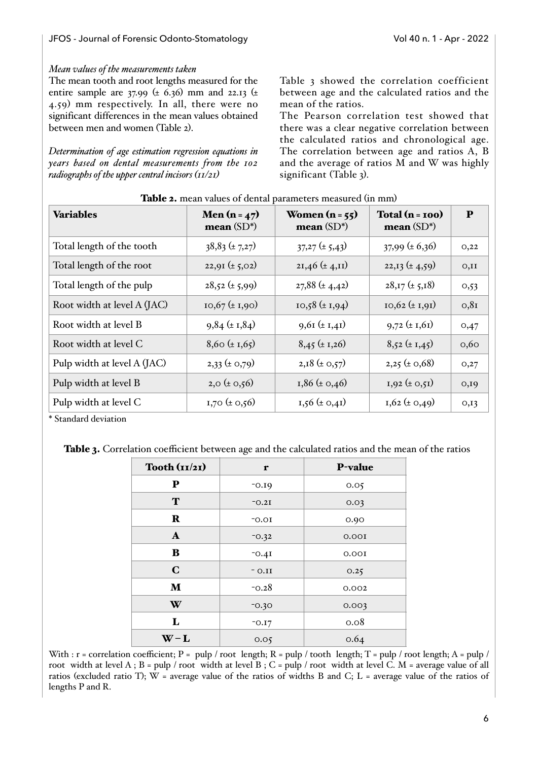*Mean values of the measurements taken*

The mean tooth and root lengths measured for the entire sample are 37.99 (± 6.36) mm and 22.13 (± 4.59) mm respectively. In all, there were no significant differences in the mean values obtained between men and women (Table 2).

*Determination of age estimation regression equations in years based on dental measurements from the 102 radiographs of the upper central incisors (11/21)*

Table 3 showed the correlation coefficient between age and the calculated ratios and the mean of the ratios.

The Pearson correlation test showed that there was a clear negative correlation between the calculated ratios and chronological age. The correlation between age and ratios A, B and the average of ratios M and W was highly significant (Table 3).

**Table 2.** mean values of dental parameters measured (in mm)

| **Variables** | **Men (n = 47) mean** (SD*) | **Women (n = 55) mean** (SD*) | **Total (n = 100) mean** (SD*) | **P** |
|---|---|---|---|---|
| Total length of the tooth | 38,83 (± 7,27) | 37,27 (± 5,43) | 37,99 (± 6,36) | 0,22 |
| Total length of the root | 22,91 (± 5,02) | 21,46 (± 4,11) | 22,13 (± 4,59) | 0,11 |
| Total length of the pulp | 28,52 (± 5,99) | 27,88 (± 4,42) | 28,17 (± 5,18) | 0,53 |
| Root width at level A (JAC) | 10,67 (± 1,90) | 10,58 (± 1,94) | 10,62 (± 1,91) | 0,81 |
| Root width at level B | 9,84 (± 1,84) | 9,61 (± 1,41) | 9,72 (± 1,61) | 0,47 |
| Root width at level C | 8,60 (± 1,65) | 8,45 (± 1,26) | 8,52 (± 1,45) | 0,60 |
| Pulp width at level A (JAC) | 2,33 (± 0,79) | 2,18 (± 0,57) | 2,25 (± 0,68) | 0,27 |
| Pulp width at level B | 2,0 (± 0,56) | 1,86 (± 0,46) | 1,92 (± 0,51) | 0,19 |
| Pulp width at level C | 1,70 (± 0,56) | 1,56 (± 0,41) | 1,62 (± 0,49) | 0,13 |

\* Standard deviation

**Table 3.** Correlation coefficient between age and the calculated ratios and the mean of the ratios

| **Tooth (11/21)** | **r** | **P-value** |
|---|---|---|
| **P** | -0.19 | 0.05 |
| **T** | -0.21 | 0.03 |
| **R** | -0.01 | 0.90 |
| **A** | -0.32 | 0.001 |
| **B** | -0.41 | 0.001 |
| **C** | - 0.11 | 0.25 |
| **M** | -0.28 | 0.002 |
| **W** | -0.30 | 0.003 |
| **L** | -0.17 | 0.08 |
| **W – L** | 0.05 | 0.64 |

With : r = correlation coefficient; P = pulp / root length; R = pulp / tooth length; T = pulp / root length; A = pulp / root width at level A ; B = pulp / root width at level B ; C = pulp / root width at level C. M = average value of all ratios (excluded ratio T); W = average value of the ratios of widths B and C; L = average value of the ratios of lengths P and R.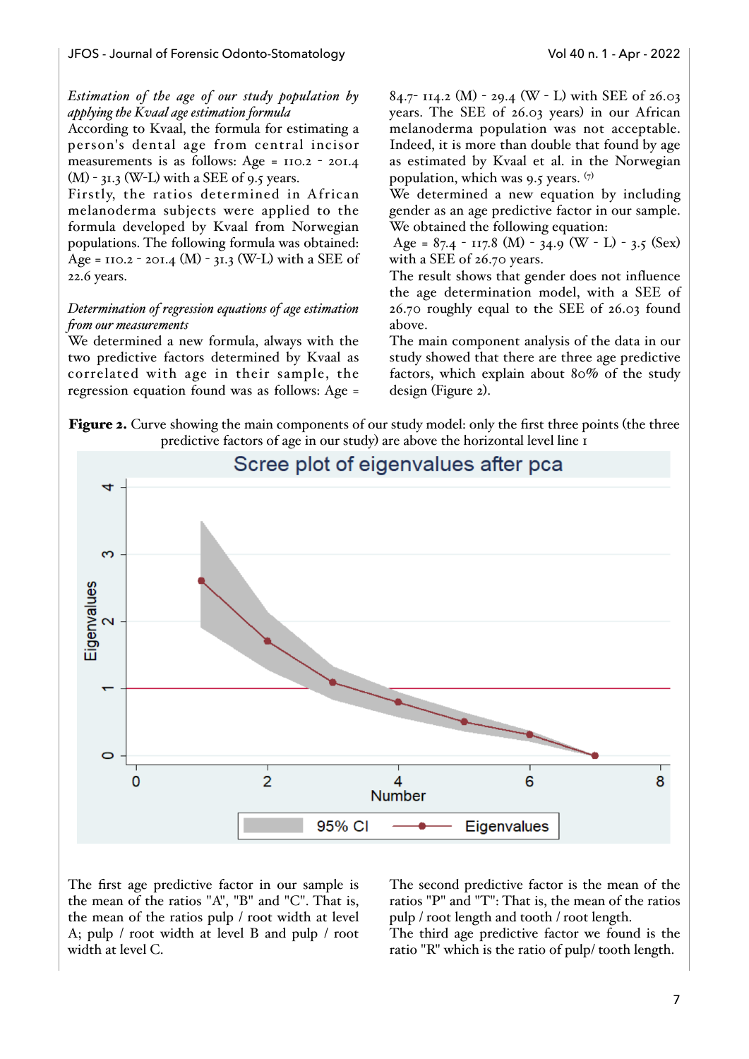*Estimation of the age of our study population by applying the Kvaal age estimation formula*

According to Kvaal, the formula for estimating a person's dental age from central incisor measurements is as follows: Age = 110.2 - 201.4 (M) - 31.3 (W-L) with a SEE of 9.5 years.

Firstly, the ratios determined in African melanoderma subjects were applied to the formula developed by Kvaal from Norwegian populations. The following formula was obtained: Age = 110.2 - 201.4 (M) - 31.3 (W-L) with a SEE of 22.6 years.

*Determination of regression equations of age estimation from our measurements*

We determined a new formula, always with the two predictive factors determined by Kvaal as correlated with age in their sample, the regression equation found was as follows: Age = 84.7- 114.2 (M) - 29.4 (W - L) with SEE of 26.03 years. The SEE of 26.03 years) in our African melanoderma population was not acceptable. Indeed, it is more than double that found by age as estimated by Kvaal et al. in the Norwegian population, which was 9.5 years. [7]

We determined a new equation by including gender as an age predictive factor in our sample. We obtained the following equation:

Age = 87.4 - 117.8 (M) - 34.9 (W - L) - 3.5 (Sex) with a SEE of 26.70 years.

The result shows that gender does not influence the age determination model, with a SEE of 26.70 roughly equal to the SEE of 26.03 found above.

The main component analysis of the data in our study showed that there are three age predictive factors, which explain about 80% of the study design (Figure 2).

**Figure 2.** Curve showing the main components of our study model: only the first three points (the three predictive factors of age in our study) are above the horizontal level line 1

The first age predictive factor in our sample is the mean of the ratios "A", "B" and "C". That is, the mean of the ratios pulp / root width at level A; pulp / root width at level B and pulp / root width at level C.

The second predictive factor is the mean of the ratios "P" and "T": That is, the mean of the ratios pulp / root length and tooth / root length.

The third age predictive factor we found is the ratio "R" which is the ratio of pulp/ tooth length.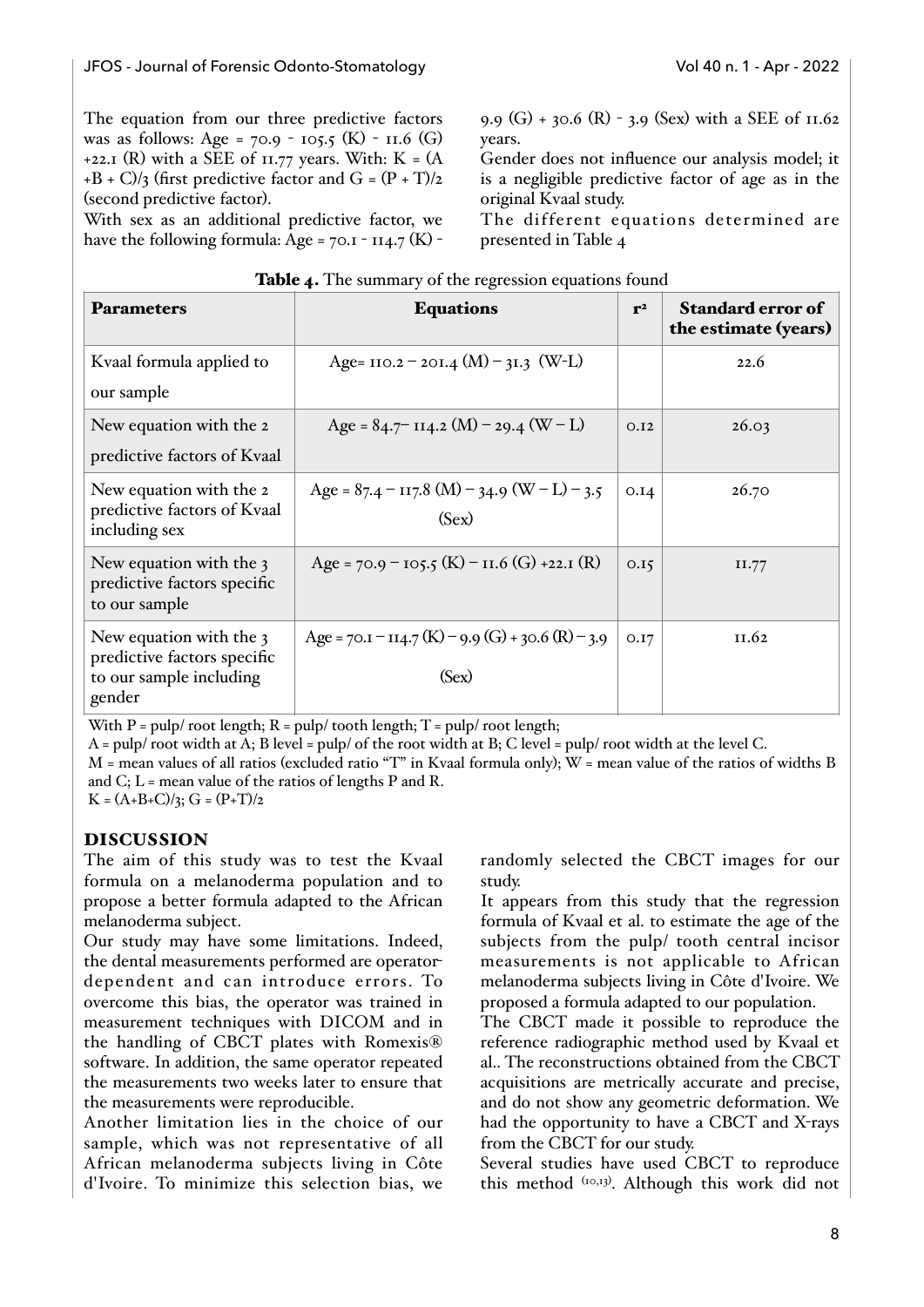The equation from our three predictive factors was as follows: $Age = 70.9 - 105.5 (K) - 11.6 (G) + 22.1 (R)$ with a SEE of 11.77 years. With: $K = (A + B + C)/3$ (first predictive factor and $G = (P + T)/2$ (second predictive factor).

With sex as an additional predictive factor, we have the following formula: $Age = 70.1 - 114.7 (K) - 9.9 (G) + 30.6 (R) - 3.9 (Sex)$ with a SEE of 11.62 years.

Gender does not influence our analysis model; it is a negligible predictive factor of age as in the original Kvaal study.

The different equations determined are presented in Table 4

**Table 4.** The summary of the regression equations found

| Parameters | Equations | $r^2$ | Standard error of the estimate (years) |
|---|---|---|---|
| Kvaal formula applied to our sample | $Age = 110.2 - 201.4 (M) - 31.3 (W-L)$ | | 22.6 |
| New equation with the 2 predictive factors of Kvaal | $Age = 84.7 - 114.2 (M) - 29.4 (W - L)$ | 0.12 | 26.03 |
| New equation with the 2 predictive factors of Kvaal including sex | $Age = 87.4 - 117.8 (M) - 34.9 (W - L) - 3.5 (Sex)$ | 0.14 | 26.70 |
| New equation with the 3 predictive factors specific to our sample | $Age = 70.9 - 105.5 (K) - 11.6 (G) + 22.1 (R)$ | 0.15 | 11.77 |
| New equation with the 3 predictive factors specific to our sample including gender | $Age = 70.1 - 114.7 (K) - 9.9 (G) + 30.6 (R) - 3.9 (Sex)$ | 0.17 | 11.62 |

With P = pulp/ root length; R = pulp/ tooth length; T = pulp/ root length;
A = pulp/ root width at A; B level = pulp/ of the root width at B; C level = pulp/ root width at the level C.
M = mean values of all ratios (excluded ratio "T" in Kvaal formula only); W = mean value of the ratios of widths B and C; L = mean value of the ratios of lengths P and R.
$K = (A+B+C)/3$; $G = (P+T)/2$

## DISCUSSION

The aim of this study was to test the Kvaal formula on a melanoderma population and to propose a better formula adapted to the African melanoderma subject.

Our study may have some limitations. Indeed, the dental measurements performed are operator-dependent and can introduce errors. To overcome this bias, the operator was trained in measurement techniques with DICOM and in the handling of CBCT plates with Romexis® software. In addition, the same operator repeated the measurements two weeks later to ensure that the measurements were reproducible.

Another limitation lies in the choice of our sample, which was not representative of all African melanoderma subjects living in Côte d'Ivoire. To minimize this selection bias, we randomly selected the CBCT images for our study.

It appears from this study that the regression formula of Kvaal et al. to estimate the age of the subjects from the pulp/ tooth central incisor measurements is not applicable to African melanoderma subjects living in Côte d'Ivoire. We proposed a formula adapted to our population.

The CBCT made it possible to reproduce the reference radiographic method used by Kvaal et al.. The reconstructions obtained from the CBCT acquisitions are metrically accurate and precise, and do not show any geometric deformation. We had the opportunity to have a CBCT and X-rays from the CBCT for our study.

Several studies have used CBCT to reproduce this method [10,13]. Although this work did not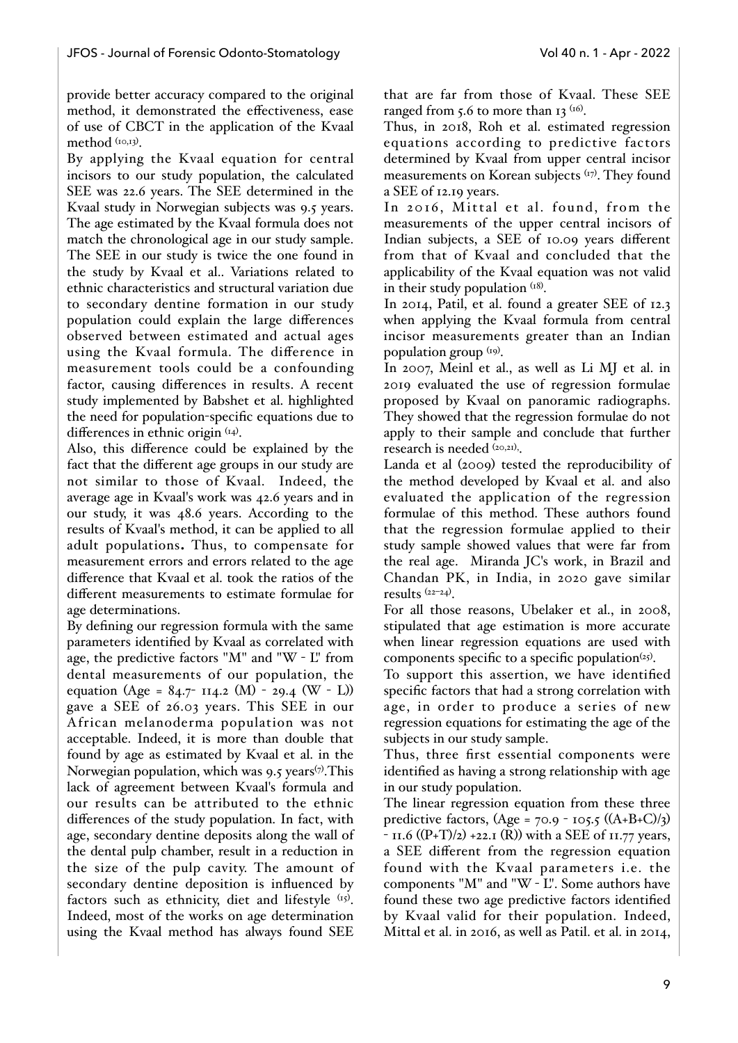provide better accuracy compared to the original method, it demonstrated the effectiveness, ease of use of CBCT in the application of the Kvaal method [10,13].

By applying the Kvaal equation for central incisors to our study population, the calculated SEE was 22.6 years. The SEE determined in the Kvaal study in Norwegian subjects was 9.5 years. The age estimated by the Kvaal formula does not match the chronological age in our study sample. The SEE in our study is twice the one found in the study by Kvaal et al.. Variations related to ethnic characteristics and structural variation due to secondary dentine formation in our study population could explain the large differences observed between estimated and actual ages using the Kvaal formula. The difference in measurement tools could be a confounding factor, causing differences in results. A recent study implemented by Babshet et al. highlighted the need for population-specific equations due to differences in ethnic origin [14].

Also, this difference could be explained by the fact that the different age groups in our study are not similar to those of Kvaal. Indeed, the average age in Kvaal's work was 42.6 years and in our study, it was 48.6 years. According to the results of Kvaal's method, it can be applied to all adult populations**.** Thus, to compensate for measurement errors and errors related to the age difference that Kvaal et al. took the ratios of the different measurements to estimate formulae for age determinations.

By defining our regression formula with the same parameters identified by Kvaal as correlated with age, the predictive factors "M" and "W - L" from dental measurements of our population, the equation (Age = 84.7- 114.2 (M) - 29.4 (W - L)) gave a SEE of 26.03 years. This SEE in our African melanoderma population was not acceptable. Indeed, it is more than double that found by age as estimated by Kvaal et al. in the Norwegian population, which was 9.5 years[7].This lack of agreement between Kvaal's formula and our results can be attributed to the ethnic differences of the study population. In fact, with age, secondary dentine deposits along the wall of the dental pulp chamber, result in a reduction in the size of the pulp cavity. The amount of secondary dentine deposition is influenced by factors such as ethnicity, diet and lifestyle [15]. Indeed, most of the works on age determination using the Kvaal method has always found SEE that are far from those of Kvaal. These SEE ranged from 5.6 to more than 13 [16].

Thus, in 2018, Roh et al. estimated regression equations according to predictive factors determined by Kvaal from upper central incisor measurements on Korean subjects [17]. They found a SEE of 12.19 years.

In 2016, Mittal et al. found, from the measurements of the upper central incisors of Indian subjects, a SEE of 10.09 years different from that of Kvaal and concluded that the applicability of the Kvaal equation was not valid in their study population [18].

In 2014, Patil, et al. found a greater SEE of 12.3 when applying the Kvaal formula from central incisor measurements greater than an Indian population group [19].

In 2007, Meinl et al., as well as Li MJ et al. in 2019 evaluated the use of regression formulae proposed by Kvaal on panoramic radiographs. They showed that the regression formulae do not apply to their sample and conclude that further research is needed [20,21].

Landa et al (2009) tested the reproducibility of the method developed by Kvaal et al. and also evaluated the application of the regression formulae of this method. These authors found that the regression formulae applied to their study sample showed values that were far from the real age. Miranda JC's work, in Brazil and Chandan PK, in India, in 2020 gave similar results [22-24].

For all those reasons, Ubelaker et al., in 2008, stipulated that age estimation is more accurate when linear regression equations are used with components specific to a specific population[25].

To support this assertion, we have identified specific factors that had a strong correlation with age, in order to produce a series of new regression equations for estimating the age of the subjects in our study sample.

Thus, three first essential components were identified as having a strong relationship with age in our study population.

The linear regression equation from these three predictive factors, (Age = 70.9 - 105.5 ((A+B+C)/3) - 11.6 ((P+T)/2) +22.1 (R)) with a SEE of 11.77 years, a SEE different from the regression equation found with the Kvaal parameters i.e. the components "M" and "W - L". Some authors have found these two age predictive factors identified by Kvaal valid for their population. Indeed, Mittal et al. in 2016, as well as Patil. et al. in 2014,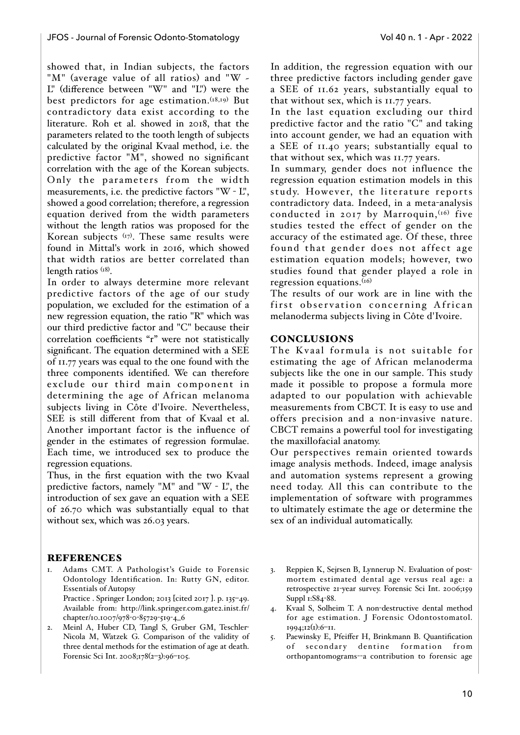showed that, in Indian subjects, the factors "M" (average value of all ratios) and "W - L" (difference between "W" and "L") were the best predictors for age estimation.[18,19] But contradictory data exist according to the literature. Roh et al. showed in 2018, that the parameters related to the tooth length of subjects calculated by the original Kvaal method, i.e. the predictive factor "M", showed no significant correlation with the age of the Korean subjects. Only the parameters from the width measurements, i.e. the predictive factors "W - L", showed a good correlation; therefore, a regression equation derived from the width parameters without the length ratios was proposed for the Korean subjects [17]. These same results were found in Mittal's work in 2016, which showed that width ratios are better correlated than length ratios [18].

In order to always determine more relevant predictive factors of the age of our study population, we excluded for the estimation of a new regression equation, the ratio "R" which was our third predictive factor and "C" because their correlation coefficients "r" were not statistically significant. The equation determined with a SEE of 11.77 years was equal to the one found with the three components identified. We can therefore exclude our third main component in determining the age of African melanoma subjects living in Côte d'Ivoire. Nevertheless, SEE is still different from that of Kvaal et al. Another important factor is the influence of gender in the estimates of regression formulae. Each time, we introduced sex to produce the regression equations.

Thus, in the first equation with the two Kvaal predictive factors, namely "M" and "W - L", the introduction of sex gave an equation with a SEE of 26.70 which was substantially equal to that without sex, which was 26.03 years.

In addition, the regression equation with our three predictive factors including gender gave a SEE of 11.62 years, substantially equal to that without sex, which is 11.77 years.

In the last equation excluding our third predictive factor and the ratio "C" and taking into account gender, we had an equation with a SEE of 11.40 years; substantially equal to that without sex, which was 11.77 years.

In summary, gender does not influence the regression equation estimation models in this study. However, the literature reports contradictory data. Indeed, in a meta-analysis conducted in 2017 by Marroquin,[16] five studies tested the effect of gender on the accuracy of the estimated age. Of these, three found that gender does not affect age estimation equation models; however, two studies found that gender played a role in regression equations.[16]

The results of our work are in line with the first observation concerning African melanoderma subjects living in Côte d'Ivoire.

## CONCLUSIONS

The Kvaal formula is not suitable for estimating the age of African melanoderma subjects like the one in our sample. This study made it possible to propose a formula more adapted to our population with achievable measurements from CBCT. It is easy to use and offers precision and a non-invasive nature. CBCT remains a powerful tool for investigating the maxillofacial anatomy.

Our perspectives remain oriented towards image analysis methods. Indeed, image analysis and automation systems represent a growing need today. All this can contribute to the implementation of software with programmes to ultimately estimate the age or determine the sex of an individual automatically.

## REFERENCES

1. Adams CMT. A Pathologist's Guide to Forensic Odontology Identification. In: Rutty GN, editor. Essentials of Autopsy Practice . Springer London; 2013 [cited 2017 ]. p. 135–49. Available from: http://link.springer.com.gate2.inist.fr/chapter/10.1007/978-0-85729-519-4_6
2. Meinl A, Huber CD, Tangl S, Gruber GM, Teschler-Nicola M, Watzek G. Comparison of the validity of three dental methods for the estimation of age at death. Forensic Sci Int. 2008;178(2–3):96–105.
3. Reppien K, Sejrsen B, Lynnerup N. Evaluation of post-mortem estimated dental age versus real age: a retrospective 21-year survey. Forensic Sci Int. 2006;159 Suppl 1:S84-88.
4. Kvaal S, Solheim T. A non-destructive dental method for age estimation. J Forensic Odontostomatol. 1994;12(1):6–11.
5. Paewinsky E, Pfeiffer H, Brinkmann B. Quantification of secondary dentine formation from orthopantomograms--a contribution to forensic age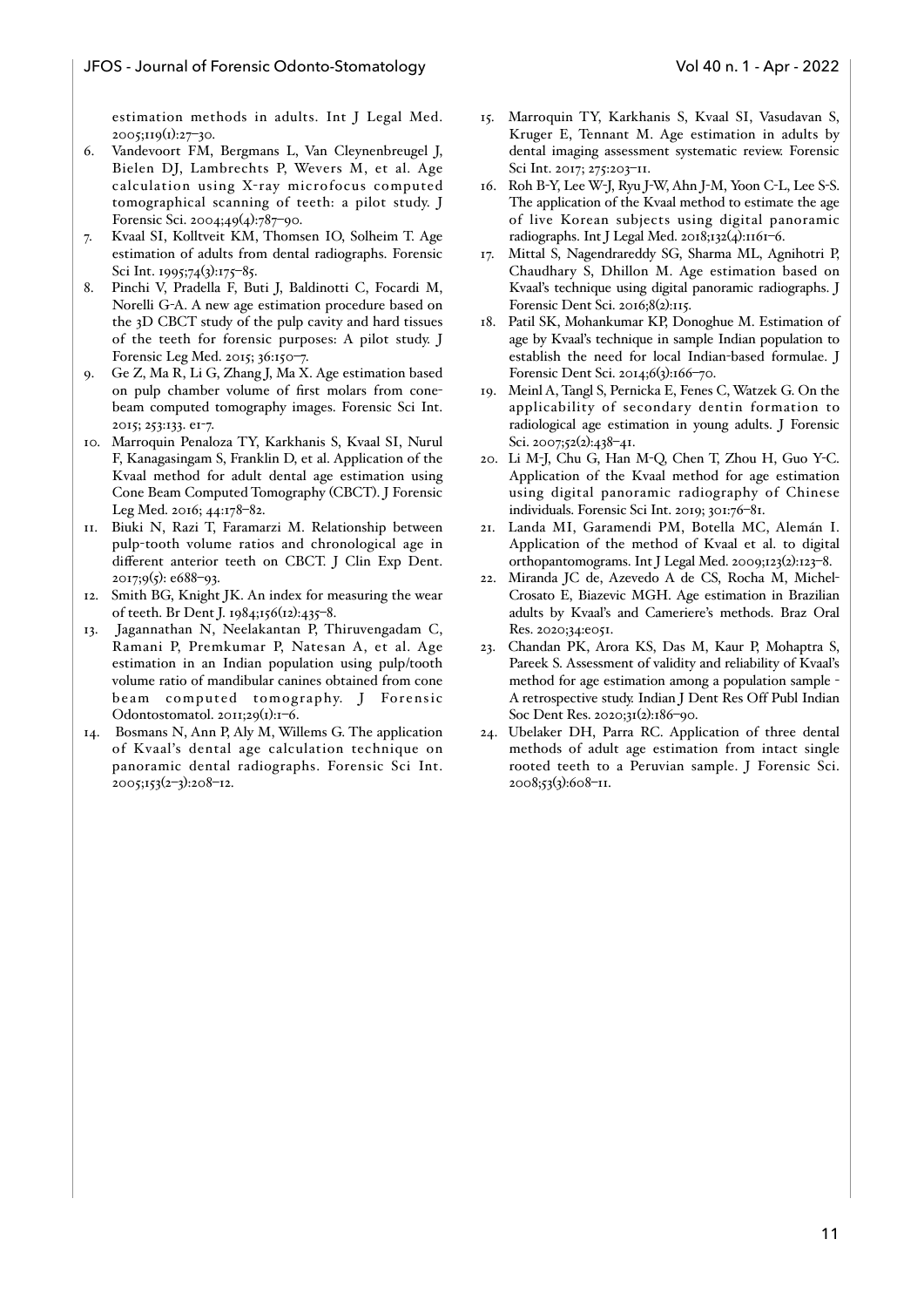estimation methods in adults. Int J Legal Med. 2005;119(1):27–30.

6. Vandevoort FM, Bergmans L, Van Cleynenbreugel J, Bielen DJ, Lambrechts P, Wevers M, et al. Age calculation using X-ray microfocus computed tomographical scanning of teeth: a pilot study. J Forensic Sci. 2004;49(4):787–90.
7. Kvaal SI, Kolltveit KM, Thomsen IO, Solheim T. Age estimation of adults from dental radiographs. Forensic Sci Int. 1995;74(3):175–85.
8. Pinchi V, Pradella F, Buti J, Baldinotti C, Focardi M, Norelli G-A. A new age estimation procedure based on the 3D CBCT study of the pulp cavity and hard tissues of the teeth for forensic purposes: A pilot study. J Forensic Leg Med. 2015; 36:150–7.
9. Ge Z, Ma R, Li G, Zhang J, Ma X. Age estimation based on pulp chamber volume of first molars from cone-beam computed tomography images. Forensic Sci Int. 2015; 253:133. e1-7.
10. Marroquin Penaloza TY, Karkhanis S, Kvaal SI, Nurul F, Kanagasingam S, Franklin D, et al. Application of the Kvaal method for adult dental age estimation using Cone Beam Computed Tomography (CBCT). J Forensic Leg Med. 2016; 44:178–82.
11. Biuki N, Razi T, Faramarzi M. Relationship between pulp-tooth volume ratios and chronological age in different anterior teeth on CBCT. J Clin Exp Dent. 2017;9(5): e688–93.
12. Smith BG, Knight JK. An index for measuring the wear of teeth. Br Dent J. 1984;156(12):435–8.
13. Jagannathan N, Neelakantan P, Thiruvengadam C, Ramani P, Premkumar P, Natesan A, et al. Age estimation in an Indian population using pulp/tooth volume ratio of mandibular canines obtained from cone beam computed tomography. J Forensic Odontostomatol. 2011;29(1):1–6.
14. Bosmans N, Ann P, Aly M, Willems G. The application of Kvaal's dental age calculation technique on panoramic dental radiographs. Forensic Sci Int. 2005;153(2–3):208–12.
15. Marroquin TY, Karkhanis S, Kvaal SI, Vasudavan S, Kruger E, Tennant M. Age estimation in adults by dental imaging assessment systematic review. Forensic Sci Int. 2017; 275:203–11.
16. Roh B-Y, Lee W-J, Ryu J-W, Ahn J-M, Yoon C-L, Lee S-S. The application of the Kvaal method to estimate the age of live Korean subjects using digital panoramic radiographs. Int J Legal Med. 2018;132(4):1161–6.
17. Mittal S, Nagendrareddy SG, Sharma ML, Agnihotri P, Chaudhary S, Dhillon M. Age estimation based on Kvaal's technique using digital panoramic radiographs. J Forensic Dent Sci. 2016;8(2):115.
18. Patil SK, Mohankumar KP, Donoghue M. Estimation of age by Kvaal's technique in sample Indian population to establish the need for local Indian-based formulae. J Forensic Dent Sci. 2014;6(3):166–70.
19. Meinl A, Tangl S, Pernicka E, Fenes C, Watzek G. On the applicability of secondary dentin formation to radiological age estimation in young adults. J Forensic Sci. 2007;52(2):438–41.
20. Li M-J, Chu G, Han M-Q, Chen T, Zhou H, Guo Y-C. Application of the Kvaal method for age estimation using digital panoramic radiography of Chinese individuals. Forensic Sci Int. 2019; 301:76–81.
21. Landa MI, Garamendi PM, Botella MC, Alemán I. Application of the method of Kvaal et al. to digital orthopantomograms. Int J Legal Med. 2009;123(2):123–8.
22. Miranda JC de, Azevedo A de CS, Rocha M, Michel-Crosato E, Biazevic MGH. Age estimation in Brazilian adults by Kvaal's and Cameriere's methods. Braz Oral Res. 2020;34:e051.
23. Chandan PK, Arora KS, Das M, Kaur P, Mohaptra S, Pareek S. Assessment of validity and reliability of Kvaal's method for age estimation among a population sample - A retrospective study. Indian J Dent Res Off Publ Indian Soc Dent Res. 2020;31(2):186–90.
24. Ubelaker DH, Parra RC. Application of three dental methods of adult age estimation from intact single rooted teeth to a Peruvian sample. J Forensic Sci. 2008;53(3):608–11.